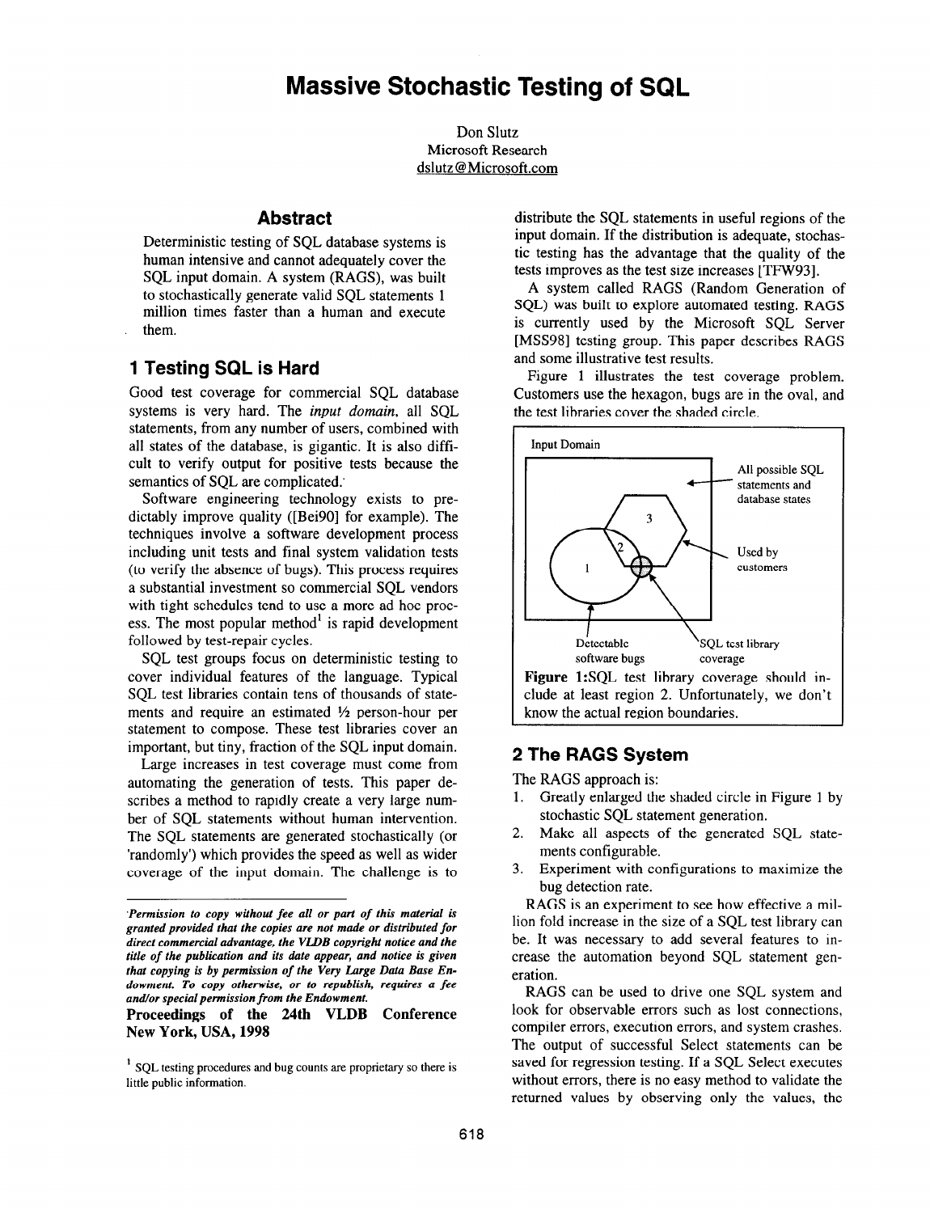# Massive Stochastic Testing of SQL

Don Slutz
Microsoft Research
dslutz@Microsoft.com

## Abstract

Deterministic testing of SQL database systems is human intensive and cannot adequately cover the SQL input domain. A system (RAGS), was built to stochastically generate valid SQL statements 1 million times faster than a human and execute them.

## 1 Testing SQL is Hard

Good test coverage for commercial SQL database systems is very hard. The *input domain*, all SQL statements, from any number of users, combined with all states of the database, is gigantic. It is also difficult to verify output for positive tests because the semantics of SQL are complicated.

Software engineering technology exists to predictably improve quality ([Bei90] for example). The techniques involve a software development process including unit tests and final system validation tests (to verify the absence of bugs). This process requires a substantial investment so commercial SQL vendors with tight schedules tend to use a more ad hoc process. The most popular method[1] is rapid development followed by test-repair cycles.

SQL test groups focus on deterministic testing to cover individual features of the language. Typical SQL test libraries contain tens of thousands of statements and require an estimated ½ person-hour per statement to compose. These test libraries cover an important, but tiny, fraction of the SQL input domain.

Large increases in test coverage must come from automating the generation of tests. This paper describes a method to rapidly create a very large number of SQL statements without human intervention. The SQL statements are generated stochastically (or 'randomly') which provides the speed as well as wider coverage of the input domain. The challenge is to distribute the SQL statements in useful regions of the input domain. If the distribution is adequate, stochastic testing has the advantage that the quality of the tests improves as the test size increases [TFW93].

A system called RAGS (Random Generation of SQL) was built to explore automated testing. RAGS is currently used by the Microsoft SQL Server [MSS98] testing group. This paper describes RAGS and some illustrative test results.

Figure 1 illustrates the test coverage problem. Customers use the hexagon, bugs are in the oval, and the test libraries cover the shaded circle.

Input Domain — All possible SQL statements and database states; Used by customers; Detectable software bugs; SQL test library coverage

**Figure 1**:SQL test library coverage should include at least region 2. Unfortunately, we don't know the actual region boundaries.

## 2 The RAGS System

The RAGS approach is:

1. Greatly enlarged the shaded circle in Figure 1 by stochastic SQL statement generation.
2. Make all aspects of the generated SQL statements configurable.
3. Experiment with configurations to maximize the bug detection rate.

RAGS is an experiment to see how effective a million fold increase in the size of a SQL test library can be. It was necessary to add several features to increase the automation beyond SQL statement generation.

RAGS can be used to drive one SQL system and look for observable errors such as lost connections, compiler errors, execution errors, and system crashes. The output of successful Select statements can be saved for regression testing. If a SQL Select executes without errors, there is no easy method to validate the returned values by observing only the values, the

---

*Permission to copy without fee all or part of this material is granted provided that the copies are not made or distributed for direct commercial advantage, the VLDB copyright notice and the title of the publication and its date appear, and notice is given that copying is by permission of the Very Large Data Base Endowment. To copy otherwise, or to republish, requires a fee and/or special permission from the Endowment.*

**Proceedings of the 24th VLDB Conference New York, USA, 1998**

[1] SQL testing procedures and bug counts are proprietary so there is little public information.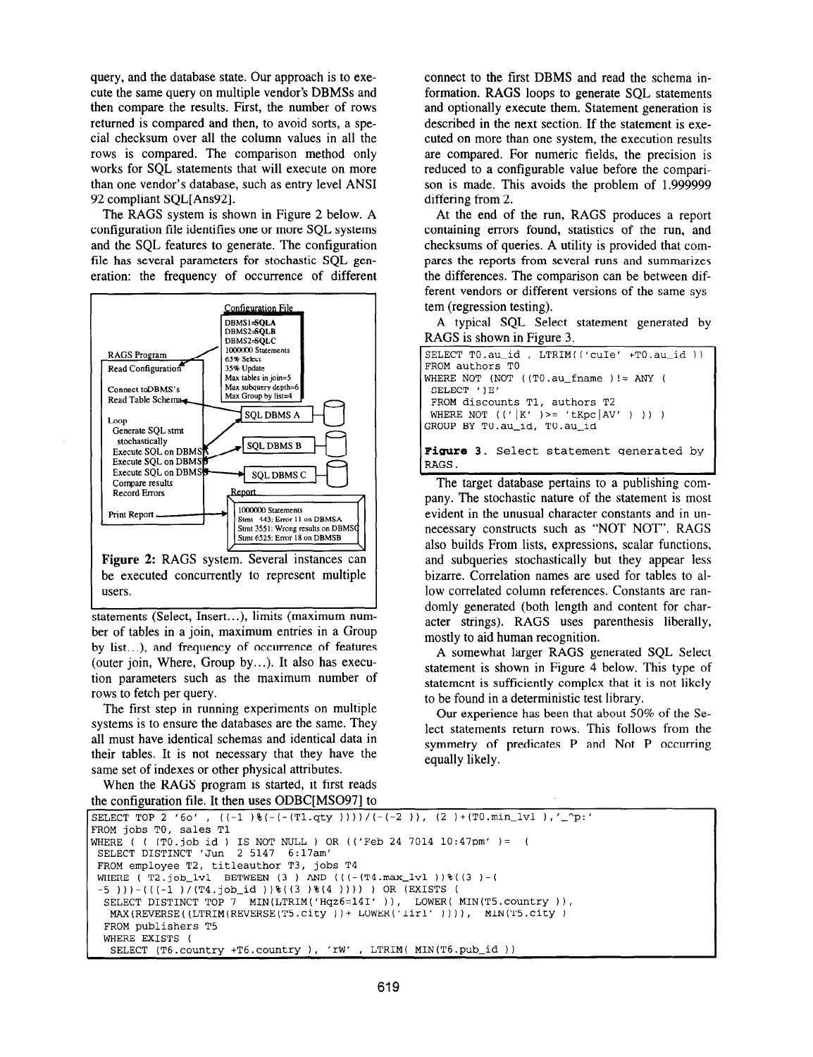query, and the database state. Our approach is to execute the same query on multiple vendor's DBMSs and then compare the results. First, the number of rows returned is compared and then, to avoid sorts, a special checksum over all the column values in all the rows is compared. The comparison method only works for SQL statements that will execute on more than one vendor's database, such as entry level ANSI 92 compliant SQL[Ans92].

The RAGS system is shown in Figure 2 below. A configuration file identifies one or more SQL systems and the SQL features to generate. The configuration file has several parameters for stochastic SQL generation: the frequency of occurrence of different statements (Select, Insert...), limits (maximum number of tables in a join, maximum entries in a Group by list...), and frequency of occurrence of features (outer join, Where, Group by...). It also has execution parameters such as the maximum number of rows to fetch per query.

```
Configuration File
DBMS1=SQLA
DBMS2=SQLB
DBMS2=SQLC
1000000 Statements
65% Select
35% Update
Max tables in join=5
Max subquery depth=6
Max Group by list=4

RAGS Program
Read Configuration
Connect toDBMS's
Read Table Schema
Loop
  Generate SQL stmt stochastically
  Execute SQL on DBMS        -> SQL DBMS A
  Execute SQL on DBMS        -> SQL DBMS B
  Execute SQL on DBMS        -> SQL DBMS C
  Compare results
  Record Errors
Print Report

Report
1000000 Statements
Stmt 443: Error 11 on DBMSA
Stmt 3551: Wrong results on DBMSC
Stmt 6525: Error 18 on DBMSB
```

**Figure 2:** RAGS system. Several instances can be executed concurrently to represent multiple users.

The first step in running experiments on multiple systems is to ensure the databases are the same. They all must have identical schemas and identical data in their tables. It is not necessary that they have the same set of indexes or other physical attributes.

When the RAGS program is started, it first reads the configuration file. It then uses ODBC[MSO97] to connect to the first DBMS and read the schema information. RAGS loops to generate SQL statements and optionally execute them. Statement generation is described in the next section. If the statement is executed on more than one system, the execution results are compared. For numeric fields, the precision is reduced to a configurable value before the comparison is made. This avoids the problem of 1.999999 differing from 2.

At the end of the run, RAGS produces a report containing errors found, statistics of the run, and checksums of queries. A utility is provided that compares the reports from several runs and summarizes the differences. The comparison can be between different vendors or different versions of the same system (regression testing).

A typical SQL Select statement generated by RAGS is shown in Figure 3.

```
SELECT T0.au_id , LTRIM(('cuIe' +T0.au_id ))
FROM authors T0
WHERE NOT (NOT ((T0.au_fname )!= ANY (
 SELECT ')E'
 FROM discounts T1, authors T2
 WHERE NOT (('|K' )>= 'tKpc|AV' ) )) )
GROUP BY T0.au_id, T0.au_id
```

**Figure 3.** Select statement generated by RAGS.

The target database pertains to a publishing company. The stochastic nature of the statement is most evident in the unusual character constants and in unnecessary constructs such as "NOT NOT". RAGS also builds From lists, expressions, scalar functions, and subqueries stochastically but they appear less bizarre. Correlation names are used for tables to allow correlated column references. Constants are randomly generated (both length and content for character strings). RAGS uses parenthesis liberally, mostly to aid human recognition.

A somewhat larger RAGS generated SQL Select statement is shown in Figure 4 below. This type of statement is sufficiently complex that it is not likely to be found in a deterministic test library.

Our experience has been that about 50% of the Select statements return rows. This follows from the symmetry of predicates P and Not P occurring equally likely.

```
SELECT TOP 2 '6o' , ((-1 )%(-(-(T1.qty ))))/(-(-2 )), (2 )+(T0.min_lvl ),'_^p:'
FROM jobs T0, sales T1
WHERE ( ( (T0.job_id ) IS NOT NULL ) OR (('Feb 24 7014 10:47pm' )= (
 SELECT DISTINCT 'Jun  2 5147  6:17am'
 FROM employee T2, titleauthor T3, jobs T4
 WHERE ( T2.job_lvl  BETWEEN (3 ) AND (((-(T4.max_lvl ))%((3 )-(
 -5 )))-(((-1 )/(T4.job_id ))%((3 )%(4 )))) ) OR (EXISTS (
  SELECT DISTINCT TOP 7  MIN(LTRIM('Hqz6=14I' )),  LOWER( MIN(T5.country )),
   MAX(REVERSE((LTRIM(REVERSE(T5.city ))+ LOWER('Iirl' )))),  MIN(T5.city )
  FROM publishers T5
  WHERE EXISTS (
   SELECT (T6.country +T6.country ), 'rW' , LTRIM( MIN(T6.pub_id ))
```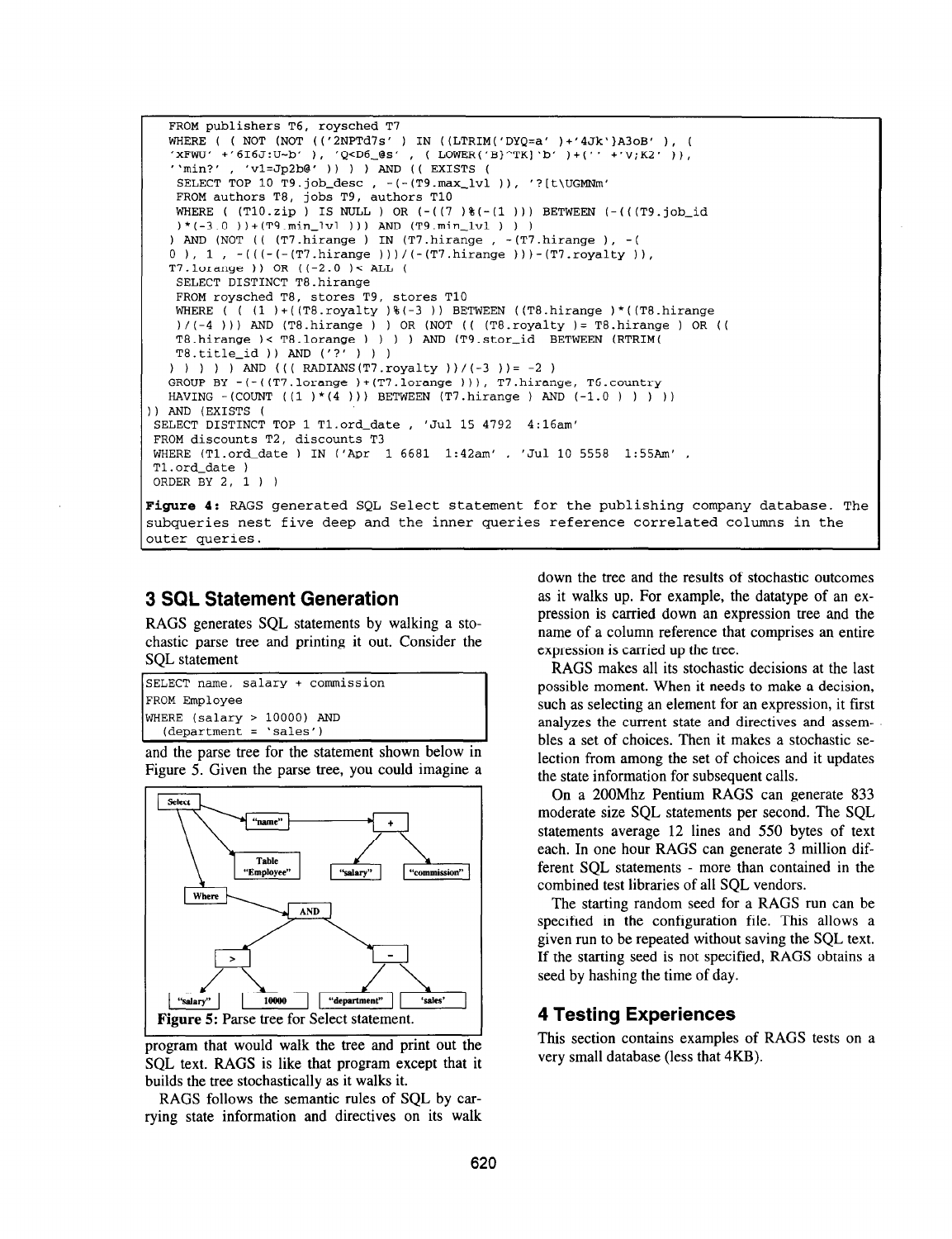```
FROM publishers T6, roysched T7
WHERE ( ( NOT (NOT (('2NPTd7s' ) IN ((LTRIM('DYQ=a' )+'4Jk')A3oB' ), (
'xFWU' +'6I6J:U~b' ), 'Q<D6_@s' , ( LOWER('B}^TK]'b' )+('' +'V;K2' )),
''min?' , 'vl=Jp2b@' )) ) ) AND (( EXISTS (
SELECT TOP 10 T9.job_desc , -(-(T9.max_lvl )), '?[t\UGMNm'
FROM authors T8, jobs T9, authors T10
WHERE ( (T10.zip ) IS NULL ) OR (-((7 )%(-(1 ))) BETWEEN (-(((T9.job_id
)*(-3.0 ))+(T9.min_lvl ))) AND (T9.min_lvl ) ) )
) AND (NOT (( (T7.hirange ) IN (T7.hirange , -(T7.hirange ), -(
0 ), 1 , -(((-(-(T7.hirange )))/(-(T7.hirange )))-(T7.royalty )),
T7.lorange )) OR ((-2.0 )< ALL (
SELECT DISTINCT T8.hirange
FROM roysched T8, stores T9, stores T10
WHERE ( ( (1 )+((T8.royalty )%(-3 )) BETWEEN ((T8.hirange )*((T8.hirange
)/(-4 ))) AND (T8.hirange ) ) OR (NOT (( (T8.royalty )= T8.hirange ) OR ((
T8.hirange )< T8.lorange ) ) ) ) AND (T9.stor_id BETWEEN (RTRIM(
T8.title_id )) AND ('?' ) ) )
) ) ) ) ) AND ((( RADIANS(T7.royalty ))/(-3 ))= -2 )
GROUP BY -(-((T7.lorange )+(T7.lorange ))), T7.hirange, T6.country
HAVING -(COUNT ((1 )*(4 ))) BETWEEN (T7.hirange ) AND (-1.0 ) ) ) ))
)) AND (EXISTS (
SELECT DISTINCT TOP 1 T1.ord_date , 'Jul 15 4792  4:16am'
FROM discounts T2, discounts T3
WHERE (T1.ord_date ) IN ('Apr  1 6681  1:42am' , 'Jul 10 5558  1:55Am' ,
T1.ord_date )
ORDER BY 2, 1 ) )
```

**Figure 4:** RAGS generated SQL Select statement for the publishing company database. The subqueries nest five deep and the inner queries reference correlated columns in the outer queries.

## 3 SQL Statement Generation

RAGS generates SQL statements by walking a stochastic parse tree and printing it out. Consider the SQL statement

```
SELECT name, salary + commission
FROM Employee
WHERE (salary > 10000) AND
  (department = 'sales')
```

and the parse tree for the statement shown below in Figure 5. Given the parse tree, you could imagine a

Figure 5: Parse tree for Select statement.

program that would walk the tree and print out the SQL text. RAGS is like that program except that it builds the tree stochastically as it walks it.

RAGS follows the semantic rules of SQL by carrying state information and directives on its walk down the tree and the results of stochastic outcomes as it walks up. For example, the datatype of an expression is carried down an expression tree and the name of a column reference that comprises an entire expression is carried up the tree.

RAGS makes all its stochastic decisions at the last possible moment. When it needs to make a decision, such as selecting an element for an expression, it first analyzes the current state and directives and assembles a set of choices. Then it makes a stochastic selection from among the set of choices and it updates the state information for subsequent calls.

On a 200Mhz Pentium RAGS can generate 833 moderate size SQL statements per second. The SQL statements average 12 lines and 550 bytes of text each. In one hour RAGS can generate 3 million different SQL statements - more than contained in the combined test libraries of all SQL vendors.

The starting random seed for a RAGS run can be specified in the configuration file. This allows a given run to be repeated without saving the SQL text. If the starting seed is not specified, RAGS obtains a seed by hashing the time of day.

## 4 Testing Experiences

This section contains examples of RAGS tests on a very small database (less that 4KB).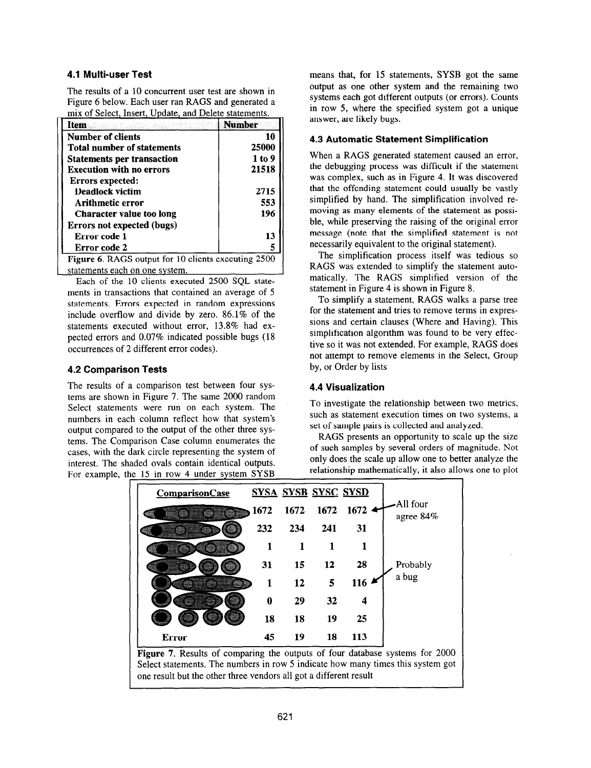### 4.1 Multi-user Test

The results of a 10 concurrent user test are shown in Figure 6 below. Each user ran RAGS and generated a mix of Select, Insert, Update, and Delete statements.

| Item | Number |
|---|---|
| **Number of clients** | **10** |
| **Total number of statements** | **25000** |
| **Statements per transaction** | **1 to 9** |
| **Execution with no errors** | **21518** |
| **Errors expected:** | |
| **Deadlock victim** | **2715** |
| **Arithmetic error** | **553** |
| **Character value too long** | **196** |
| **Errors not expected (bugs)** | |
| **Error code 1** | **13** |
| **Error code 2** | **5** |

**Figure 6**. RAGS output for 10 clients executing 2500 statements each on one system.

Each of the 10 clients executed 2500 SQL statements in transactions that contained an average of 5 statements. Errors expected in random expressions include overflow and divide by zero. 86.1% of the statements executed without error, 13.8% had expected errors and 0.07% indicated possible bugs (18 occurrences of 2 different error codes).

### 4.2 Comparison Tests

The results of a comparison test between four systems are shown in Figure 7. The same 2000 random Select statements were run on each system. The numbers in each column reflect how that system's output compared to the output of the other three systems. The Comparison Case column enumerates the cases, with the dark circle representing the system of interest. The shaded ovals contain identical outputs. For example, the 15 in row 4 under system SYSB means that, for 15 statements, SYSB got the same output as one other system and the remaining two systems each got different outputs (or errors). Counts in row 5, where the specified system got a unique answer, are likely bugs.

### 4.3 Automatic Statement Simplification

When a RAGS generated statement caused an error, the debugging process was difficult if the statement was complex, such as in Figure 4. It was discovered that the offending statement could usually be vastly simplified by hand. The simplification involved removing as many elements of the statement as possible, while preserving the raising of the original error message (note that the simplified statement is not necessarily equivalent to the original statement).

The simplification process itself was tedious so RAGS was extended to simplify the statement automatically. The RAGS simplified version of the statement in Figure 4 is shown in Figure 8.

To simplify a statement, RAGS walks a parse tree for the statement and tries to remove terms in expressions and certain clauses (Where and Having). This simplification algorithm was found to be very effective so it was not extended. For example, RAGS does not attempt to remove elements in the Select, Group by, or Order by lists

### 4.4 Visualization

To investigate the relationship between two metrics, such as statement execution times on two systems, a set of sample pairs is collected and analyzed.

RAGS presents an opportunity to scale up the size of such samples by several orders of magnitude. Not only does the scale up allow one to better analyze the relationship mathematically, it also allows one to plot

| ComparisonCase | SYSA | SYSB | SYSC | SYSD | |
|---|---|---|---|---|---|
| | 1672 | 1672 | 1672 | 1672 | All four agree 84% |
| | 232 | 234 | 241 | 31 | |
| | 1 | 1 | 1 | 1 | |
| | 31 | 15 | 12 | 28 | |
| | 1 | 12 | 5 | 116 | Probably a bug |
| | 0 | 29 | 32 | 4 | |
| | 18 | 18 | 19 | 25 | |
| Error | 45 | 19 | 18 | 113 | |

**Figure 7.** Results of comparing the outputs of four database systems for 2000 Select statements. The numbers in row 5 indicate how many times this system got one result but the other three vendors all got a different result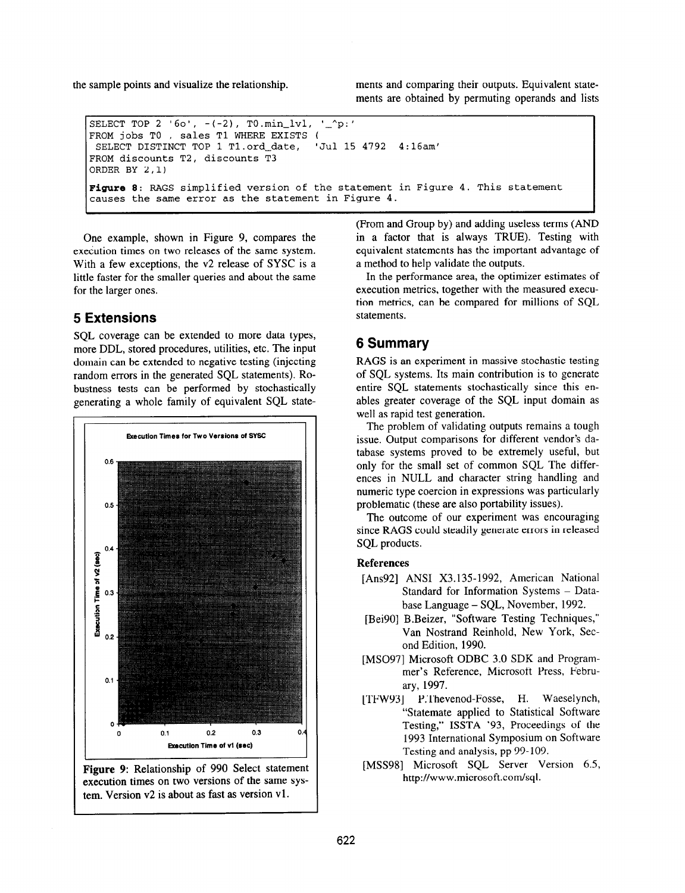the sample points and visualize the relationship.

```
SELECT TOP 2 '6o', -(-2), T0.min_lvl, '_^p:'
FROM jobs T0 , sales T1 WHERE EXISTS (
 SELECT DISTINCT TOP 1 T1.ord_date,  'Jul 15 4792  4:16am'
FROM discounts T2, discounts T3
ORDER BY 2,1)
```

**Figure 8**: RAGS simplified version of the statement in Figure 4. This statement causes the same error as the statement in Figure 4.

One example, shown in Figure 9, compares the execution times on two releases of the same system. With a few exceptions, the v2 release of SYSC is a little faster for the smaller queries and about the same for the larger ones.

## 5 Extensions

SQL coverage can be extended to more data types, more DDL, stored procedures, utilities, etc. The input domain can be extended to negative testing (injecting random errors in the generated SQL statements). Robustness tests can be performed by stochastically generating a whole family of equivalent SQL statements and comparing their outputs. Equivalent statements are obtained by permuting operands and lists (From and Group by) and adding useless terms (AND in a factor that is always TRUE). Testing with equivalent statements has the important advantage of a method to help validate the outputs.

In the performance area, the optimizer estimates of execution metrics, together with the measured execution metrics, can be compared for millions of SQL statements.

Execution Times for Two Versions of SYSC

Execution Time of v2 (sec)

0.6
0.5
0.4
0.3
0.2
0.1
0

0 0.1 0.2 0.3 0.4

Execution Time of v1 (sec)

**Figure 9**: Relationship of 990 Select statement execution times on two versions of the same system. Version v2 is about as fast as version v1.

## 6 Summary

RAGS is an experiment in massive stochastic testing of SQL systems. Its main contribution is to generate entire SQL statements stochastically since this enables greater coverage of the SQL input domain as well as rapid test generation.

The problem of validating outputs remains a tough issue. Output comparisons for different vendor's database systems proved to be extremely useful, but only for the small set of common SQL The differences in NULL and character string handling and numeric type coercion in expressions was particularly problematic (these are also portability issues).

The outcome of our experiment was encouraging since RAGS could steadily generate errors in released SQL products.

**References**

[Ans92] ANSI X3.135-1992, American National Standard for Information Systems – Database Language – SQL, November, 1992.

[Bei90] B.Beizer, "Software Testing Techniques," Van Nostrand Reinhold, New York, Second Edition, 1990.

[MSO97] Microsoft ODBC 3.0 SDK and Programmer's Reference, Microsoft Press, February, 1997.

[TFW93] P.Thevenod-Fosse, H. Waeselynch, "Statemate applied to Statistical Software Testing," ISSTA '93, Proceedings of the 1993 International Symposium on Software Testing and analysis, pp 99-109.

[MSS98] Microsoft SQL Server Version 6.5, http://www.microsoft.com/sql.